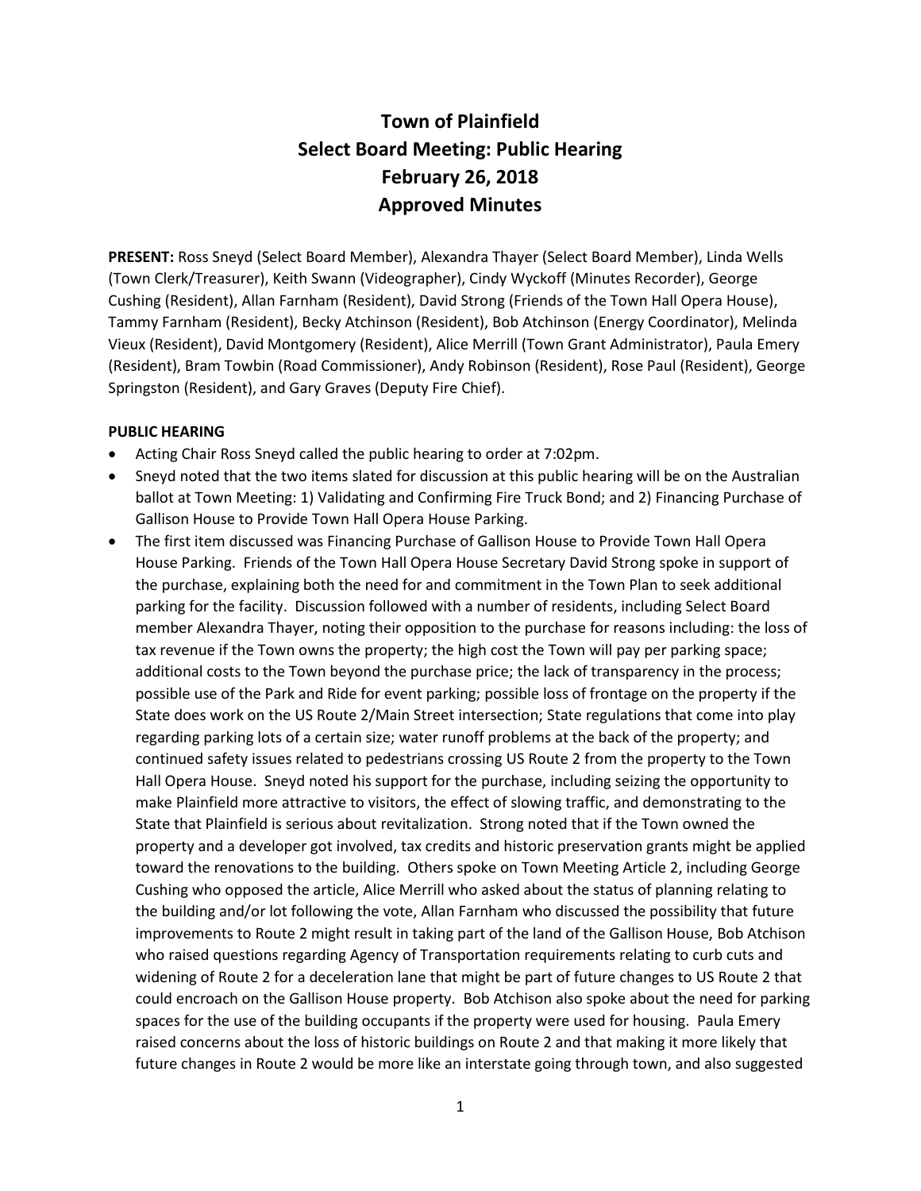# Town of Plainfield
## Select Board Meeting: Public Hearing
## February 26, 2018
## Approved Minutes

**PRESENT:** Ross Sneyd (Select Board Member), Alexandra Thayer (Select Board Member), Linda Wells (Town Clerk/Treasurer), Keith Swann (Videographer), Cindy Wyckoff (Minutes Recorder), George Cushing (Resident), Allan Farnham (Resident), David Strong (Friends of the Town Hall Opera House), Tammy Farnham (Resident), Becky Atchinson (Resident), Bob Atchinson (Energy Coordinator), Melinda Vieux (Resident), David Montgomery (Resident), Alice Merrill (Town Grant Administrator), Paula Emery (Resident), Bram Towbin (Road Commissioner), Andy Robinson (Resident), Rose Paul (Resident), George Springston (Resident), and Gary Graves (Deputy Fire Chief).

**PUBLIC HEARING**

- Acting Chair Ross Sneyd called the public hearing to order at 7:02pm.
- Sneyd noted that the two items slated for discussion at this public hearing will be on the Australian ballot at Town Meeting: 1) Validating and Confirming Fire Truck Bond; and 2) Financing Purchase of Gallison House to Provide Town Hall Opera House Parking.
- The first item discussed was Financing Purchase of Gallison House to Provide Town Hall Opera House Parking. Friends of the Town Hall Opera House Secretary David Strong spoke in support of the purchase, explaining both the need for and commitment in the Town Plan to seek additional parking for the facility. Discussion followed with a number of residents, including Select Board member Alexandra Thayer, noting their opposition to the purchase for reasons including: the loss of tax revenue if the Town owns the property; the high cost the Town will pay per parking space; additional costs to the Town beyond the purchase price; the lack of transparency in the process; possible use of the Park and Ride for event parking; possible loss of frontage on the property if the State does work on the US Route 2/Main Street intersection; State regulations that come into play regarding parking lots of a certain size; water runoff problems at the back of the property; and continued safety issues related to pedestrians crossing US Route 2 from the property to the Town Hall Opera House. Sneyd noted his support for the purchase, including seizing the opportunity to make Plainfield more attractive to visitors, the effect of slowing traffic, and demonstrating to the State that Plainfield is serious about revitalization. Strong noted that if the Town owned the property and a developer got involved, tax credits and historic preservation grants might be applied toward the renovations to the building. Others spoke on Town Meeting Article 2, including George Cushing who opposed the article, Alice Merrill who asked about the status of planning relating to the building and/or lot following the vote, Allan Farnham who discussed the possibility that future improvements to Route 2 might result in taking part of the land of the Gallison House, Bob Atchison who raised questions regarding Agency of Transportation requirements relating to curb cuts and widening of Route 2 for a deceleration lane that might be part of future changes to US Route 2 that could encroach on the Gallison House property. Bob Atchison also spoke about the need for parking spaces for the use of the building occupants if the property were used for housing. Paula Emery raised concerns about the loss of historic buildings on Route 2 and that making it more likely that future changes in Route 2 would be more like an interstate going through town, and also suggested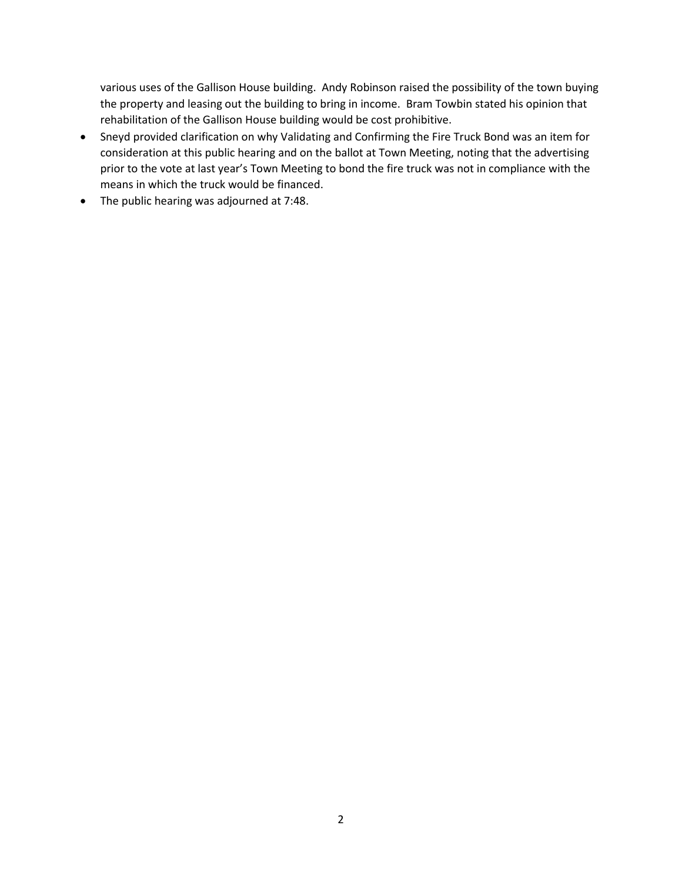various uses of the Gallison House building. Andy Robinson raised the possibility of the town buying the property and leasing out the building to bring in income. Bram Towbin stated his opinion that rehabilitation of the Gallison House building would be cost prohibitive.

- Sneyd provided clarification on why Validating and Confirming the Fire Truck Bond was an item for consideration at this public hearing and on the ballot at Town Meeting, noting that the advertising prior to the vote at last year's Town Meeting to bond the fire truck was not in compliance with the means in which the truck would be financed.
- The public hearing was adjourned at 7:48.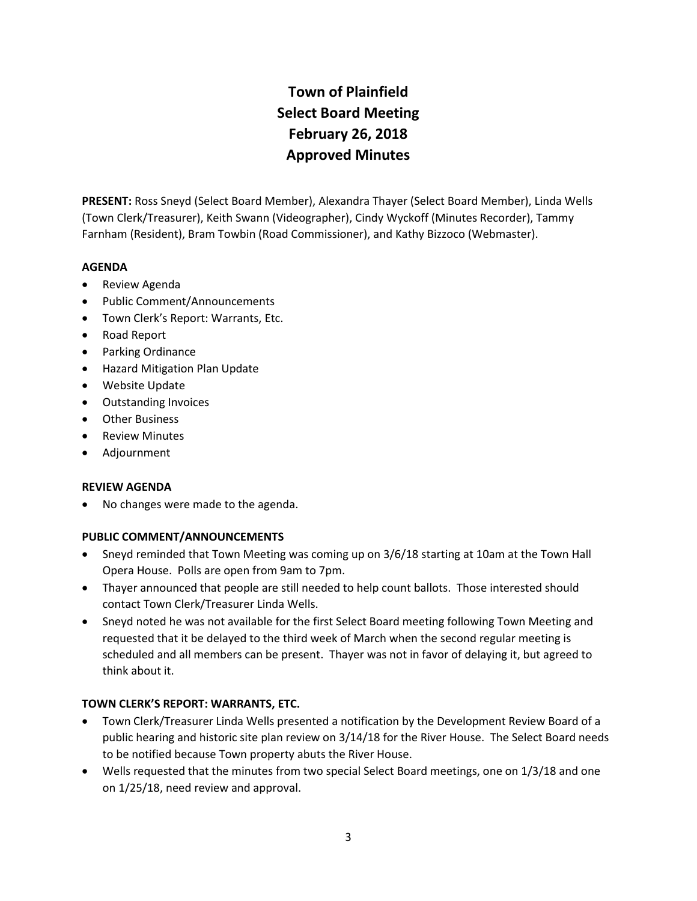# Town of Plainfield
# Select Board Meeting
# February 26, 2018
# Approved Minutes

**PRESENT:** Ross Sneyd (Select Board Member), Alexandra Thayer (Select Board Member), Linda Wells (Town Clerk/Treasurer), Keith Swann (Videographer), Cindy Wyckoff (Minutes Recorder), Tammy Farnham (Resident), Bram Towbin (Road Commissioner), and Kathy Bizzoco (Webmaster).

**AGENDA**

- Review Agenda
- Public Comment/Announcements
- Town Clerk's Report: Warrants, Etc.
- Road Report
- Parking Ordinance
- Hazard Mitigation Plan Update
- Website Update
- Outstanding Invoices
- Other Business
- Review Minutes
- Adjournment

**REVIEW AGENDA**

- No changes were made to the agenda.

**PUBLIC COMMENT/ANNOUNCEMENTS**

- Sneyd reminded that Town Meeting was coming up on 3/6/18 starting at 10am at the Town Hall Opera House. Polls are open from 9am to 7pm.
- Thayer announced that people are still needed to help count ballots. Those interested should contact Town Clerk/Treasurer Linda Wells.
- Sneyd noted he was not available for the first Select Board meeting following Town Meeting and requested that it be delayed to the third week of March when the second regular meeting is scheduled and all members can be present. Thayer was not in favor of delaying it, but agreed to think about it.

**TOWN CLERK'S REPORT: WARRANTS, ETC.**

- Town Clerk/Treasurer Linda Wells presented a notification by the Development Review Board of a public hearing and historic site plan review on 3/14/18 for the River House. The Select Board needs to be notified because Town property abuts the River House.
- Wells requested that the minutes from two special Select Board meetings, one on 1/3/18 and one on 1/25/18, need review and approval.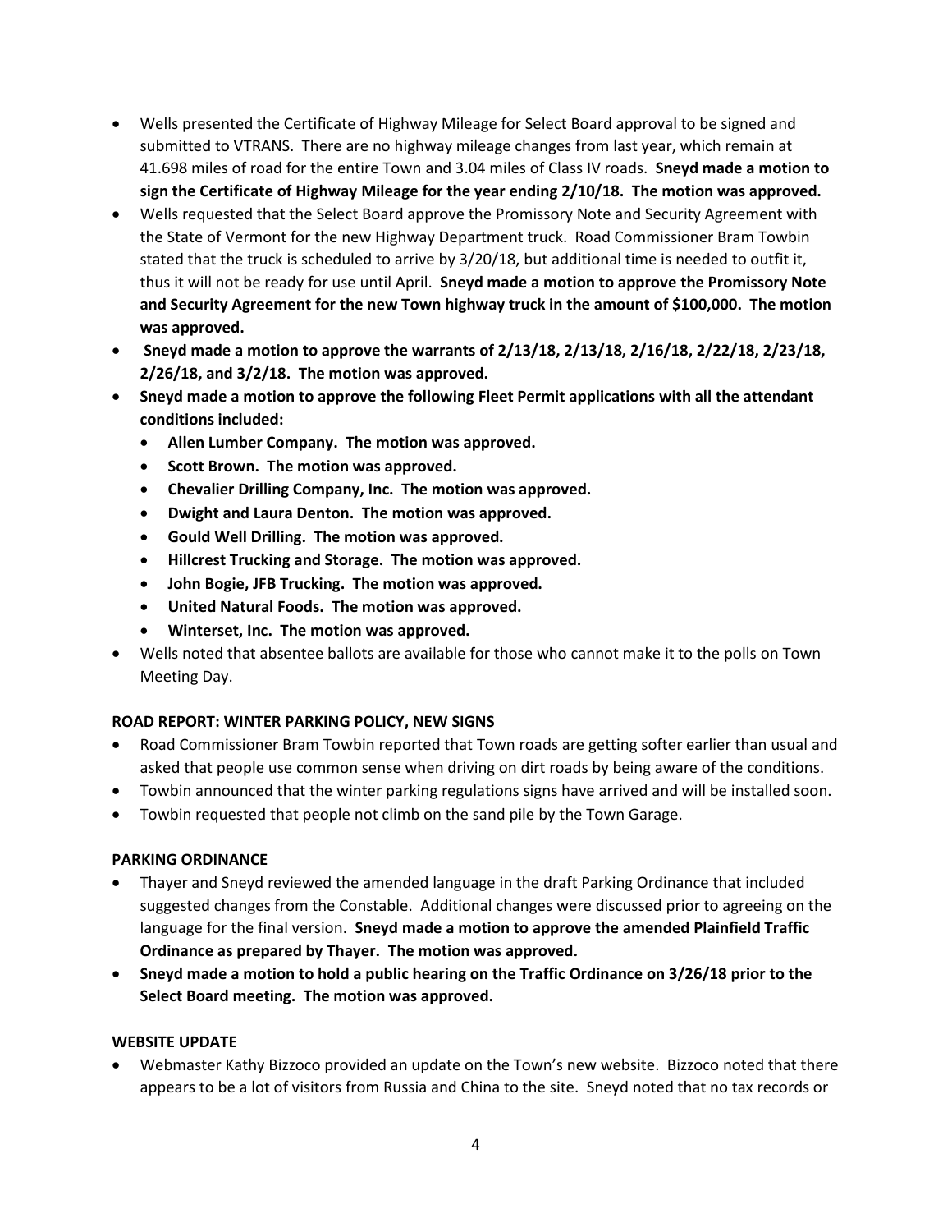- Wells presented the Certificate of Highway Mileage for Select Board approval to be signed and submitted to VTRANS. There are no highway mileage changes from last year, which remain at 41.698 miles of road for the entire Town and 3.04 miles of Class IV roads. **Sneyd made a motion to sign the Certificate of Highway Mileage for the year ending 2/10/18. The motion was approved.**
- Wells requested that the Select Board approve the Promissory Note and Security Agreement with the State of Vermont for the new Highway Department truck. Road Commissioner Bram Towbin stated that the truck is scheduled to arrive by 3/20/18, but additional time is needed to outfit it, thus it will not be ready for use until April. **Sneyd made a motion to approve the Promissory Note and Security Agreement for the new Town highway truck in the amount of $100,000. The motion was approved.**
- **Sneyd made a motion to approve the warrants of 2/13/18, 2/13/18, 2/16/18, 2/22/18, 2/23/18, 2/26/18, and 3/2/18. The motion was approved.**
- **Sneyd made a motion to approve the following Fleet Permit applications with all the attendant conditions included:**
  - **Allen Lumber Company. The motion was approved.**
  - **Scott Brown. The motion was approved.**
  - **Chevalier Drilling Company, Inc. The motion was approved.**
  - **Dwight and Laura Denton. The motion was approved.**
  - **Gould Well Drilling. The motion was approved.**
  - **Hillcrest Trucking and Storage. The motion was approved.**
  - **John Bogie, JFB Trucking. The motion was approved.**
  - **United Natural Foods. The motion was approved.**
  - **Winterset, Inc. The motion was approved.**
- Wells noted that absentee ballots are available for those who cannot make it to the polls on Town Meeting Day.

**ROAD REPORT: WINTER PARKING POLICY, NEW SIGNS**

- Road Commissioner Bram Towbin reported that Town roads are getting softer earlier than usual and asked that people use common sense when driving on dirt roads by being aware of the conditions.
- Towbin announced that the winter parking regulations signs have arrived and will be installed soon.
- Towbin requested that people not climb on the sand pile by the Town Garage.

**PARKING ORDINANCE**

- Thayer and Sneyd reviewed the amended language in the draft Parking Ordinance that included suggested changes from the Constable. Additional changes were discussed prior to agreeing on the language for the final version. **Sneyd made a motion to approve the amended Plainfield Traffic Ordinance as prepared by Thayer. The motion was approved.**
- **Sneyd made a motion to hold a public hearing on the Traffic Ordinance on 3/26/18 prior to the Select Board meeting. The motion was approved.**

**WEBSITE UPDATE**

- Webmaster Kathy Bizzoco provided an update on the Town's new website. Bizzoco noted that there appears to be a lot of visitors from Russia and China to the site. Sneyd noted that no tax records or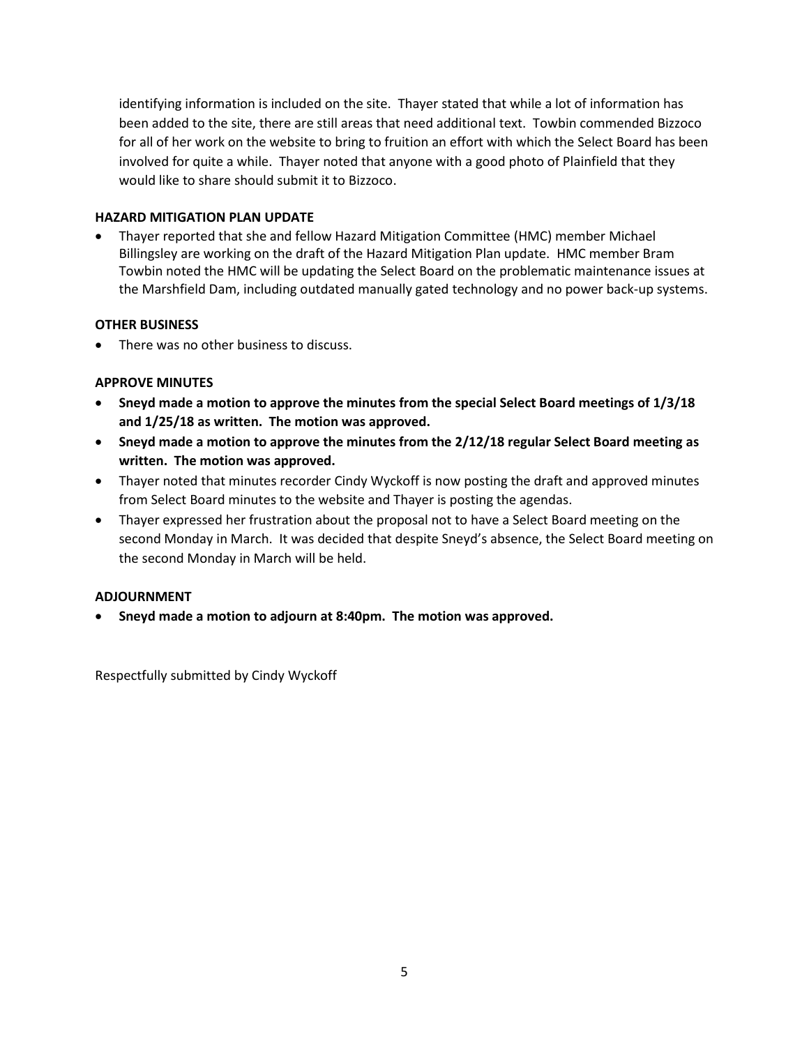identifying information is included on the site. Thayer stated that while a lot of information has been added to the site, there are still areas that need additional text. Towbin commended Bizzoco for all of her work on the website to bring to fruition an effort with which the Select Board has been involved for quite a while. Thayer noted that anyone with a good photo of Plainfield that they would like to share should submit it to Bizzoco.

**HAZARD MITIGATION PLAN UPDATE**

- Thayer reported that she and fellow Hazard Mitigation Committee (HMC) member Michael Billingsley are working on the draft of the Hazard Mitigation Plan update. HMC member Bram Towbin noted the HMC will be updating the Select Board on the problematic maintenance issues at the Marshfield Dam, including outdated manually gated technology and no power back-up systems.

**OTHER BUSINESS**

- There was no other business to discuss.

**APPROVE MINUTES**

- **Sneyd made a motion to approve the minutes from the special Select Board meetings of 1/3/18 and 1/25/18 as written. The motion was approved.**
- **Sneyd made a motion to approve the minutes from the 2/12/18 regular Select Board meeting as written. The motion was approved.**
- Thayer noted that minutes recorder Cindy Wyckoff is now posting the draft and approved minutes from Select Board minutes to the website and Thayer is posting the agendas.
- Thayer expressed her frustration about the proposal not to have a Select Board meeting on the second Monday in March. It was decided that despite Sneyd's absence, the Select Board meeting on the second Monday in March will be held.

**ADJOURNMENT**

- **Sneyd made a motion to adjourn at 8:40pm. The motion was approved.**

Respectfully submitted by Cindy Wyckoff